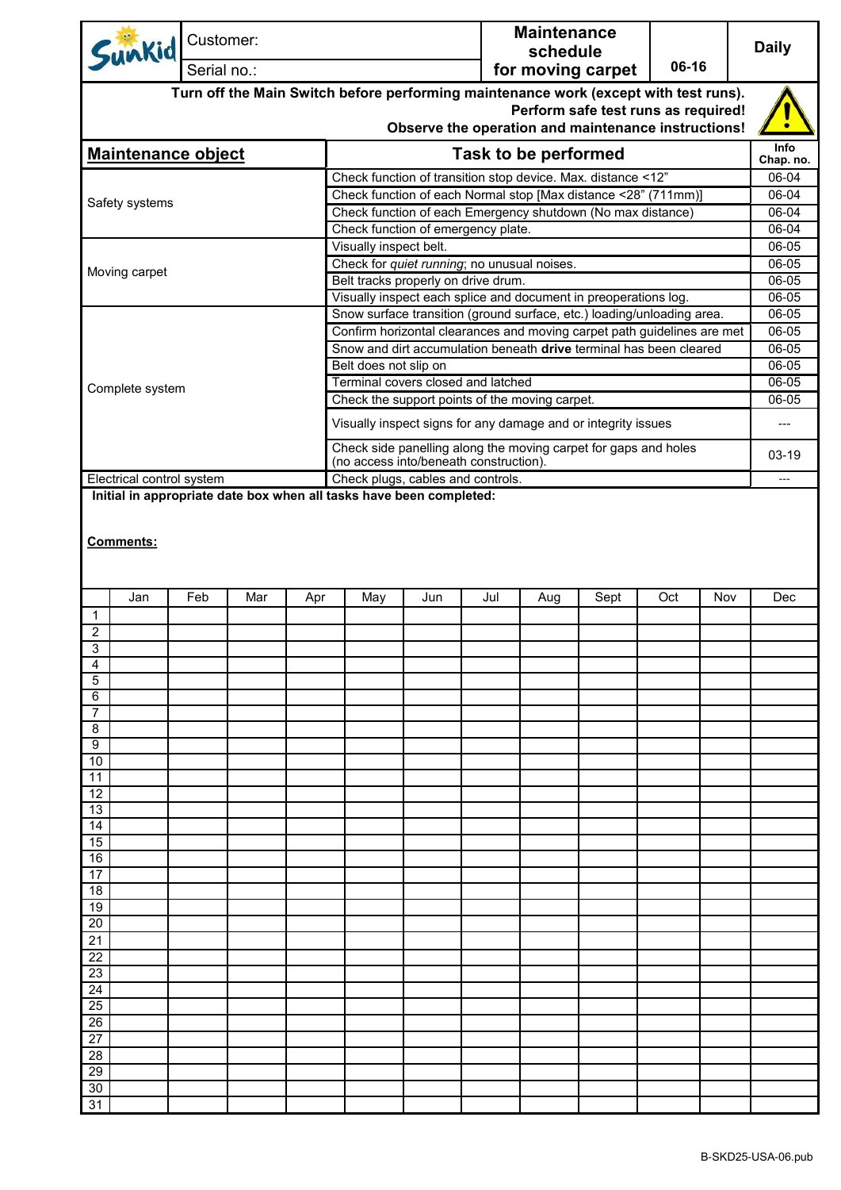| Sunkid | Customer: | Maintenance schedule for moving carpet | 06-16 | Daily |
|---|---|---|---|---|
| | Serial no.: | | | |

**Turn off the Main Switch before performing maintenance work (except with test runs). Perform safe test runs as required! Observe the operation and maintenance instructions!**

| Maintenance object | Task to be performed | Info Chap. no. |
|---|---|---|
| Safety systems | Check function of transition stop device. Max. distance <12" | 06-04 |
| | Check function of each Normal stop [Max distance <28" (711mm)] | 06-04 |
| | Check function of each Emergency shutdown (No max distance) | 06-04 |
| | Check function of emergency plate. | 06-04 |
| Moving carpet | Visually inspect belt. | 06-05 |
| | Check for *quiet running*; no unusual noises. | 06-05 |
| | Belt tracks properly on drive drum. | 06-05 |
| | Visually inspect each splice and document in preoperations log. | 06-05 |
| Complete system | Snow surface transition (ground surface, etc.) loading/unloading area. | 06-05 |
| | Confirm horizontal clearances and moving carpet path guidelines are met | 06-05 |
| | Snow and dirt accumulation beneath **drive** terminal has been cleared | 06-05 |
| | Belt does not slip on | 06-05 |
| | Terminal covers closed and latched | 06-05 |
| | Check the support points of the moving carpet. | 06-05 |
| | Visually inspect signs for any damage and or integrity issues | --- |
| | Check side panelling along the moving carpet for gaps and holes (no access into/beneath construction). | 03-19 |
| Electrical control system | Check plugs, cables and controls. | --- |

**Initial in appropriate date box when all tasks have been completed:**

**Comments:**

| | Jan | Feb | Mar | Apr | May | Jun | Jul | Aug | Sept | Oct | Nov | Dec |
|---|---|---|---|---|---|---|---|---|---|---|---|---|
| 1 | | | | | | | | | | | | |
| 2 | | | | | | | | | | | | |
| 3 | | | | | | | | | | | | |
| 4 | | | | | | | | | | | | |
| 5 | | | | | | | | | | | | |
| 6 | | | | | | | | | | | | |
| 7 | | | | | | | | | | | | |
| 8 | | | | | | | | | | | | |
| 9 | | | | | | | | | | | | |
| 10 | | | | | | | | | | | | |
| 11 | | | | | | | | | | | | |
| 12 | | | | | | | | | | | | |
| 13 | | | | | | | | | | | | |
| 14 | | | | | | | | | | | | |
| 15 | | | | | | | | | | | | |
| 16 | | | | | | | | | | | | |
| 17 | | | | | | | | | | | | |
| 18 | | | | | | | | | | | | |
| 19 | | | | | | | | | | | | |
| 20 | | | | | | | | | | | | |
| 21 | | | | | | | | | | | | |
| 22 | | | | | | | | | | | | |
| 23 | | | | | | | | | | | | |
| 24 | | | | | | | | | | | | |
| 25 | | | | | | | | | | | | |
| 26 | | | | | | | | | | | | |
| 27 | | | | | | | | | | | | |
| 28 | | | | | | | | | | | | |
| 29 | | | | | | | | | | | | |
| 30 | | | | | | | | | | | | |
| 31 | | | | | | | | | | | | |

B-SKD25-USA-06.pub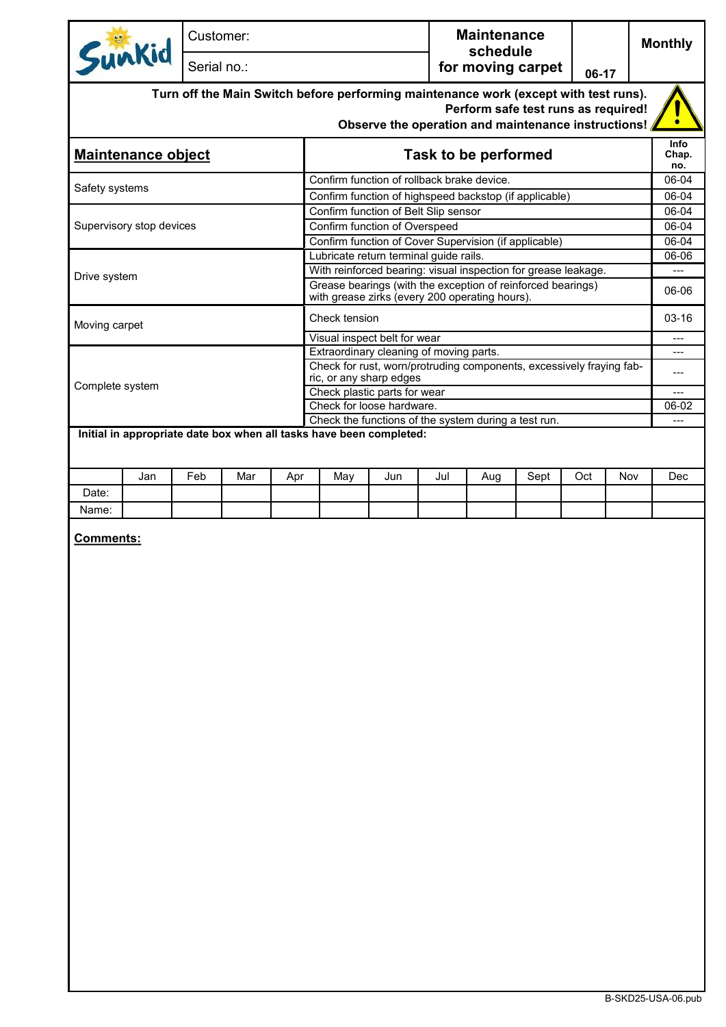| SunKid | Customer: | Maintenance schedule for moving carpet | 06-17 | Monthly |
|---|---|---|---|---|
| | Serial no.: | | | |

**Turn off the Main Switch before performing maintenance work (except with test runs).**
**Perform safe test runs as required!**
**Observe the operation and maintenance instructions!**

| Maintenance object | Task to be performed | Info Chap. no. |
|---|---|---|
| Safety systems | Confirm function of rollback brake device. | 06-04 |
| | Confirm function of highspeed backstop (if applicable) | 06-04 |
| Supervisory stop devices | Confirm function of Belt Slip sensor | 06-04 |
| | Confirm function of Overspeed | 06-04 |
| | Confirm function of Cover Supervision (if applicable) | 06-04 |
| Drive system | Lubricate return terminal guide rails. | 06-06 |
| | With reinforced bearing: visual inspection for grease leakage. | --- |
| | Grease bearings (with the exception of reinforced bearings) with grease zirks (every 200 operating hours). | 06-06 |
| Moving carpet | Check tension | 03-16 |
| | Visual inspect belt for wear | --- |
| Complete system | Extraordinary cleaning of moving parts. | --- |
| | Check for rust, worn/protruding components, excessively fraying fabric, or any sharp edges | --- |
| | Check plastic parts for wear | --- |
| | Check for loose hardware. | 06-02 |
| | Check the functions of the system during a test run. | --- |

**Initial in appropriate date box when all tasks have been completed:**

| | Jan | Feb | Mar | Apr | May | Jun | Jul | Aug | Sept | Oct | Nov | Dec |
|---|---|---|---|---|---|---|---|---|---|---|---|---|
| Date: | | | | | | | | | | | | |
| Name: | | | | | | | | | | | | |

**Comments:**

B-SKD25-USA-06.pub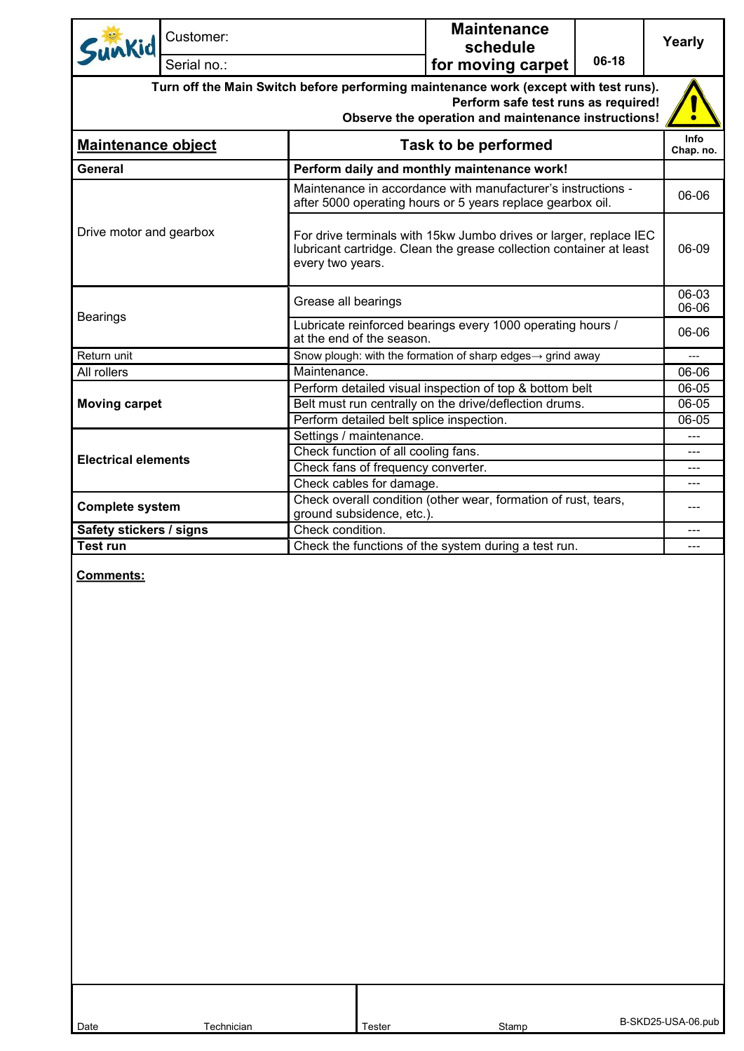| | | | | |
|---|---|---|---|---|
| SunKid | Customer: | Maintenance schedule for moving carpet | 06-18 | Yearly |
| | Serial no.: | | | |

**Turn off the Main Switch before performing maintenance work (except with test runs).**
**Perform safe test runs as required!**
**Observe the operation and maintenance instructions!**

| Maintenance object | Task to be performed | Info Chap. no. |
|---|---|---|
| **General** | **Perform daily and monthly maintenance work!** | |
| Drive motor and gearbox | Maintenance in accordance with manufacturer's instructions - after 5000 operating hours or 5 years replace gearbox oil. | 06-06 |
| | For drive terminals with 15kw Jumbo drives or larger, replace IEC lubricant cartridge. Clean the grease collection container at least every two years. | 06-09 |
| Bearings | Grease all bearings | 06-03 06-06 |
| | Lubricate reinforced bearings every 1000 operating hours / at the end of the season. | 06-06 |
| Return unit | Snow plough: with the formation of sharp edges→ grind away | --- |
| All rollers | Maintenance. | 06-06 |
| **Moving carpet** | Perform detailed visual inspection of top & bottom belt | 06-05 |
| | Belt must run centrally on the drive/deflection drums. | 06-05 |
| | Perform detailed belt splice inspection. | 06-05 |
| **Electrical elements** | Settings / maintenance. | --- |
| | Check function of all cooling fans. | --- |
| | Check fans of frequency converter. | --- |
| | Check cables for damage. | --- |
| **Complete system** | Check overall condition (other wear, formation of rust, tears, ground subsidence, etc.). | --- |
| **Safety stickers / signs** | Check condition. | --- |
| **Test run** | Check the functions of the system during a test run. | --- |

**Comments:**

| | | | |
|---|---|---|---|
| Date | Technician | Tester | Stamp |

B-SKD25-USA-06.pub